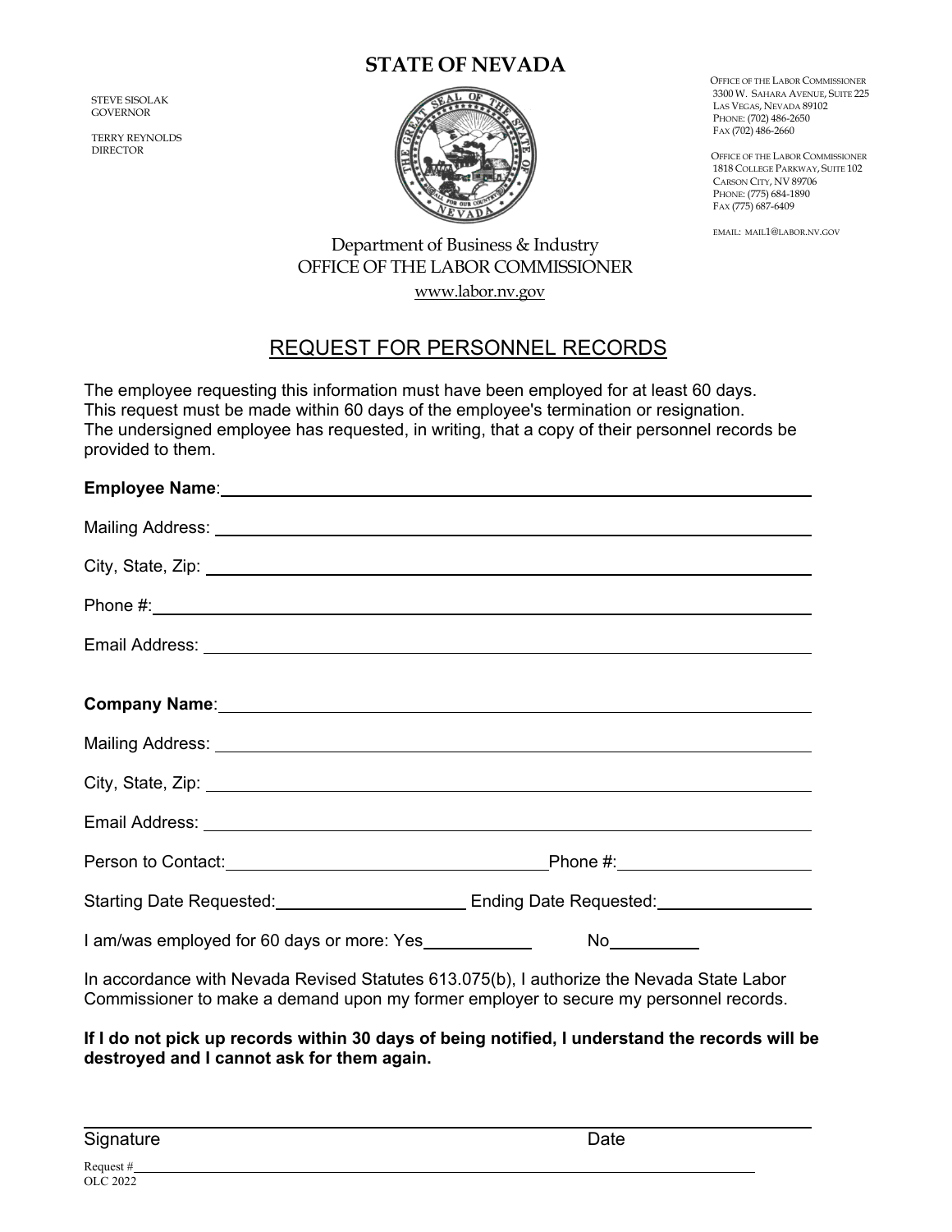# STATE OF NEVADA

STEVE SISOLAK
GOVERNOR

TERRY REYNOLDS
DIRECTOR

OFFICE OF THE LABOR COMMISSIONER
3300 W. SAHARA AVENUE, SUITE 225
LAS VEGAS, NEVADA 89102
PHONE: (702) 486-2650
FAX (702) 486-2660

OFFICE OF THE LABOR COMMISSIONER
1818 COLLEGE PARKWAY, SUITE 102
CARSON CITY, NV 89706
PHONE: (775) 684-1890
FAX (775) 687-6409

EMAIL: MAIL1@LABOR.NV.GOV

Department of Business & Industry
OFFICE OF THE LABOR COMMISSIONER
www.labor.nv.gov

## REQUEST FOR PERSONNEL RECORDS

The employee requesting this information must have been employed for at least 60 days.
This request must be made within 60 days of the employee's termination or resignation.
The undersigned employee has requested, in writing, that a copy of their personnel records be provided to them.

**Employee Name**: ______________________________

Mailing Address: ______________________________

City, State, Zip: ______________________________

Phone #: ______________________________

Email Address: ______________________________

**Company Name**: ______________________________

Mailing Address: ______________________________

City, State, Zip: ______________________________

Email Address: ______________________________

Person to Contact: ______________________ Phone #: ______________

Starting Date Requested: ______________ Ending Date Requested: ______________

I am/was employed for 60 days or more: Yes__________ No__________

In accordance with Nevada Revised Statutes 613.075(b), I authorize the Nevada State Labor Commissioner to make a demand upon my former employer to secure my personnel records.

**If I do not pick up records within 30 days of being notified, I understand the records will be destroyed and I cannot ask for them again.**

______________________________________________

Signature                                                                 Date

Request # ______________________________

OLC 2022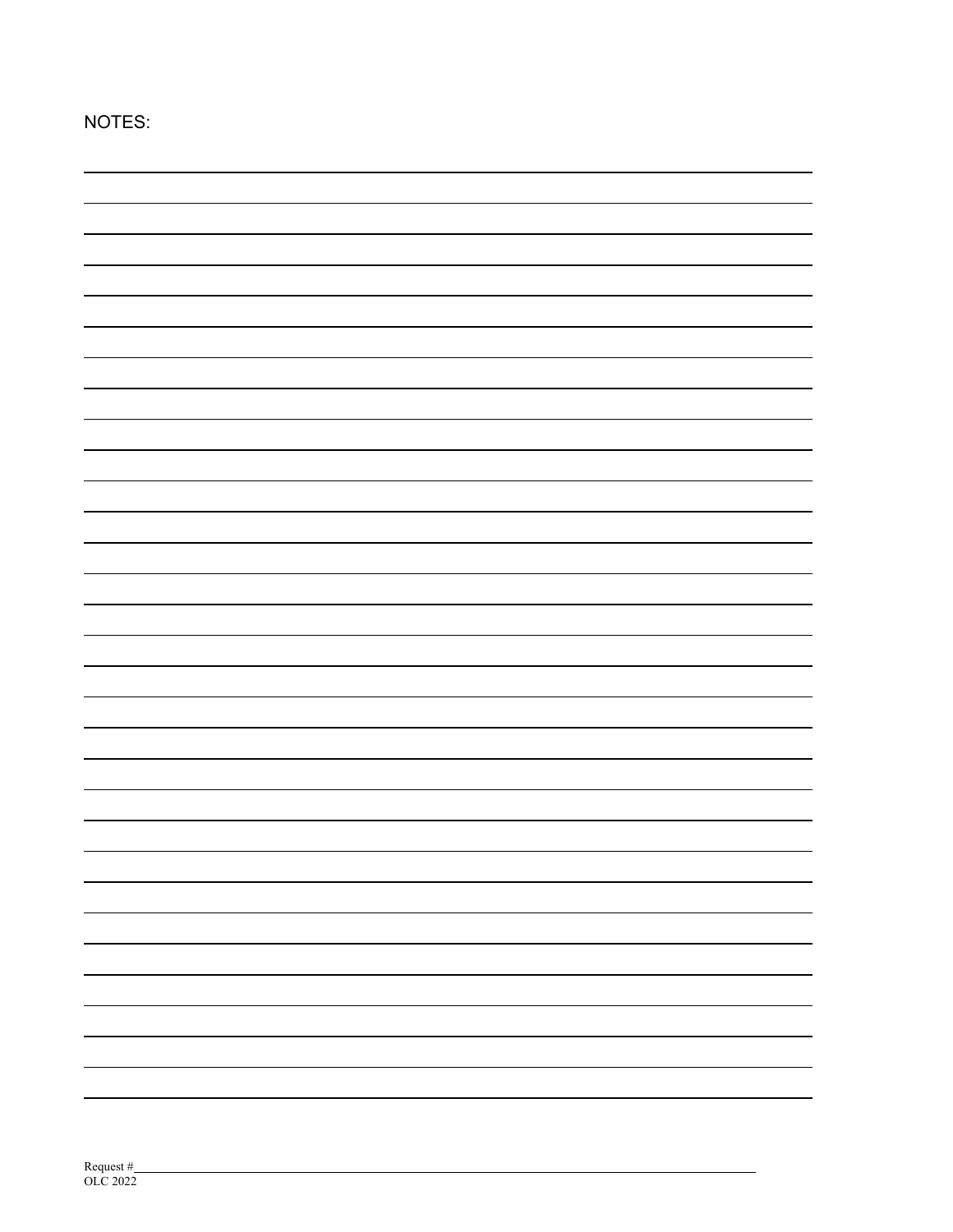NOTES:

Request #\_\_\_\_\_\_\_\_\_\_\_\_\_\_\_\_\_\_\_\_\_\_\_\_\_\_\_\_\_\_\_\_\_\_\_\_\_\_\_\_\_\_\_\_\_\_\_\_\_\_\_\_\_\_\_\_\_\_\_\_\_\_\_\_\_\_\_\_\_\_\_\_\_\_\_\_\_\_\_\_\_\_
OLC 2022